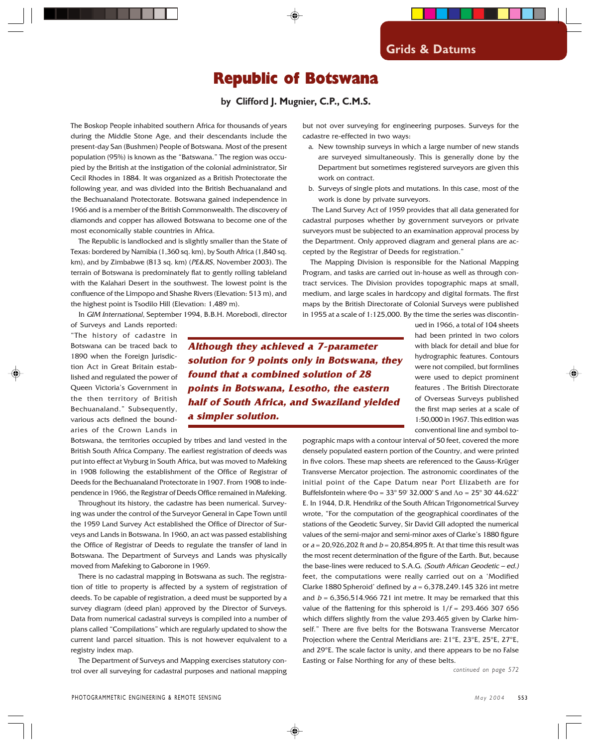## Grids & Datums

# Republic of Botswana

### by Clifford J. Mugnier, C.P., C.M.S.

The Boskop People inhabited southern Africa for thousands of years during the Middle Stone Age, and their descendants include the present-day San (Bushmen) People of Botswana. Most of the present population (95%) is known as the "Batswana." The region was occupied by the British at the instigation of the colonial administrator, Sir Cecil Rhodes in 1884. It was organized as a British Protectorate the following year, and was divided into the British Bechuanaland and the Bechuanaland Protectorate. Botswana gained independence in 1966 and is a member of the British Commonwealth. The discovery of diamonds and copper has allowed Botswana to become one of the most economically stable countries in Africa.

The Republic is landlocked and is slightly smaller than the State of Texas: bordered by Namibia (1,360 sq. km), by South Africa (1,840 sq. km), and by Zimbabwe (813 sq. km) (*PE&RS*, November 2003). The terrain of Botswana is predominately flat to gently rolling tableland with the Kalahari Desert in the southwest. The lowest point is the confluence of the Limpopo and Shashe Rivers (Elevation: 513 m), and the highest point is Tsodilo Hill (Elevation: 1,489 m).

In *GIM International*, September 1994, B.B.H. Morebodi, director of Surveys and Lands reported: "The history of cadastre in Botswana can be traced back to 1890 when the Foreign Jurisdiction Act in Great Britain established and regulated the power of Queen Victoria's Government in the then territory of British Bechuanaland." Subsequently, various acts defined the boundaries of the Crown Lands in Botswana, the territories occupied by tribes and land vested in the British South Africa Company. The earliest registration of deeds was put into effect at Vryburg in South Africa, but was moved to Mafeking in 1908 following the establishment of the Office of Registrar of Deeds for the Bechuanaland Protectorate in 1907. From 1908 to independence in 1966, the Registrar of Deeds Office remained in Mafeking.

Throughout its history, the cadastre has been numerical. Surveying was under the control of the Surveyor General in Cape Town until the 1959 Land Survey Act established the Office of Director of Surveys and Lands in Botswana. In 1960, an act was passed establishing the Office of Registrar of Deeds to regulate the transfer of land in Botswana. The Department of Surveys and Lands was physically moved from Mafeking to Gaborone in 1969.

There is no cadastral mapping in Botswana as such. The registration of title to property is affected by a system of registration of deeds. To be capable of registration, a deed must be supported by a survey diagram (deed plan) approved by the Director of Surveys. Data from numerical cadastral surveys is compiled into a number of plans called "Compilations" which are regularly updated to show the current land parcel situation. This is not however equivalent to a registry index map.

The Department of Surveys and Mapping exercises statutory control over all surveying for cadastral purposes and national mapping but not over surveying for engineering purposes. Surveys for the cadastre re-effected in two ways:

a. New township surveys in which a large number of new stands are surveyed simultaneously. This is generally done by the Department but sometimes registered surveyors are given this work on contract.
b. Surveys of single plots and mutations. In this case, most of the work is done by private surveyors.

The Land Survey Act of 1959 provides that all data generated for cadastral purposes whether by government surveyors or private surveyors must be subjected to an examination approval process by the Department. Only approved diagram and general plans are accepted by the Registrar of Deeds for registration."

The Mapping Division is responsible for the National Mapping Program, and tasks are carried out in-house as well as through contract services. The Division provides topographic maps at small, medium, and large scales in hardcopy and digital formats. The first maps by the British Directorate of Colonial Surveys were published in 1955 at a scale of 1:125,000. By the time the series was discontinued in 1966, a total of 104 sheets had been printed in two colors with black for detail and blue for hydrographic features. Contours were not compiled, but formlines were used to depict prominent features . The British Directorate of Overseas Surveys published the first map series at a scale of 1:50,000 in 1967. This edition was conventional line and symbol topographic maps with a contour interval of 50 feet, covered the more densely populated eastern portion of the Country, and were printed in five colors. These map sheets are referenced to the Gauss-Krüger Transverse Mercator projection. The astronomic coordinates of the initial point of the Cape Datum near Port Elizabeth are for Buffelsfontein where $\Phi o = 33° 59' 32.000"$ S and $\Lambda o = 25° 30' 44.622"$ E. In 1944, D.R. Hendrikz of the South African Trigonometrical Survey wrote, "For the computation of the geographical coordinates of the stations of the Geodetic Survey, Sir David Gill adopted the numerical values of the semi-major and semi-minor axes of Clarke's 1880 figure or $a = 20{,}926{,}202$ ft and $b = 20{,}854{,}895$ ft. At that time this result was the most recent determination of the figure of the Earth. But, because the base-lines were reduced to S.A.G. *(South African Geodetic – ed.)* feet, the computations were really carried out on a 'Modified Clarke 1880 Spheroid' defined by $a = 6{,}378{,}249.145\ 326$ int metre and $b = 6{,}356{,}514.966\ 721$ int metre. It may be remarked that this value of the flattening for this spheroid is $1/f = 293.466\ 307\ 656$ which differs slightly from the value 293.465 given by Clarke himself." There are five belts for the Botswana Transverse Mercator Projection where the Central Meridians are: 21°E, 23°E, 25°E, 27°E, and 29°E. The scale factor is unity, and there appears to be no False Easting or False Northing for any of these belts.

> ***Although they achieved a 7-parameter solution for 9 points only in Botswana, they found that a combined solution of 28 points in Botswana, Lesotho, the eastern half of South Africa, and Swaziland yielded a simpler solution.***

*continued on page 572*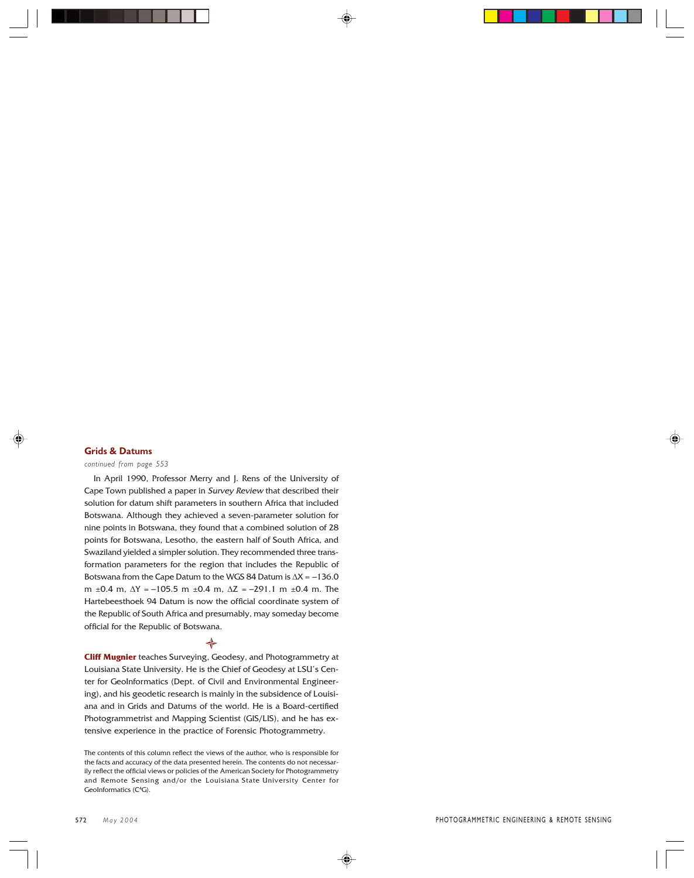## Grids & Datums

*continued from page 553*

In April 1990, Professor Merry and J. Rens of the University of Cape Town published a paper in *Survey Review* that described their solution for datum shift parameters in southern Africa that included Botswana. Although they achieved a seven-parameter solution for nine points in Botswana, they found that a combined solution of 28 points for Botswana, Lesotho, the eastern half of South Africa, and Swaziland yielded a simpler solution. They recommended three transformation parameters for the region that includes the Republic of Botswana from the Cape Datum to the WGS 84 Datum is $\Delta X = -136.0$ m $\pm 0.4$ m, $\Delta Y = -105.5$ m $\pm 0.4$ m, $\Delta Z = -291.1$ m $\pm 0.4$ m. The Hartebeesthoek 94 Datum is now the official coordinate system of the Republic of South Africa and presumably, may someday become official for the Republic of Botswana.

**Cliff Mugnier** teaches Surveying, Geodesy, and Photogrammetry at Louisiana State University. He is the Chief of Geodesy at LSU's Center for GeoInformatics (Dept. of Civil and Environmental Engineering), and his geodetic research is mainly in the subsidence of Louisiana and in Grids and Datums of the world. He is a Board-certified Photogrammetrist and Mapping Scientist (GIS/LIS), and he has extensive experience in the practice of Forensic Photogrammetry.

The contents of this column reflect the views of the author, who is responsible for the facts and accuracy of the data presented herein. The contents do not necessarily reflect the official views or policies of the American Society for Photogrammetry and Remote Sensing and/or the Louisiana State University Center for GeoInformatics ($C^4G$).